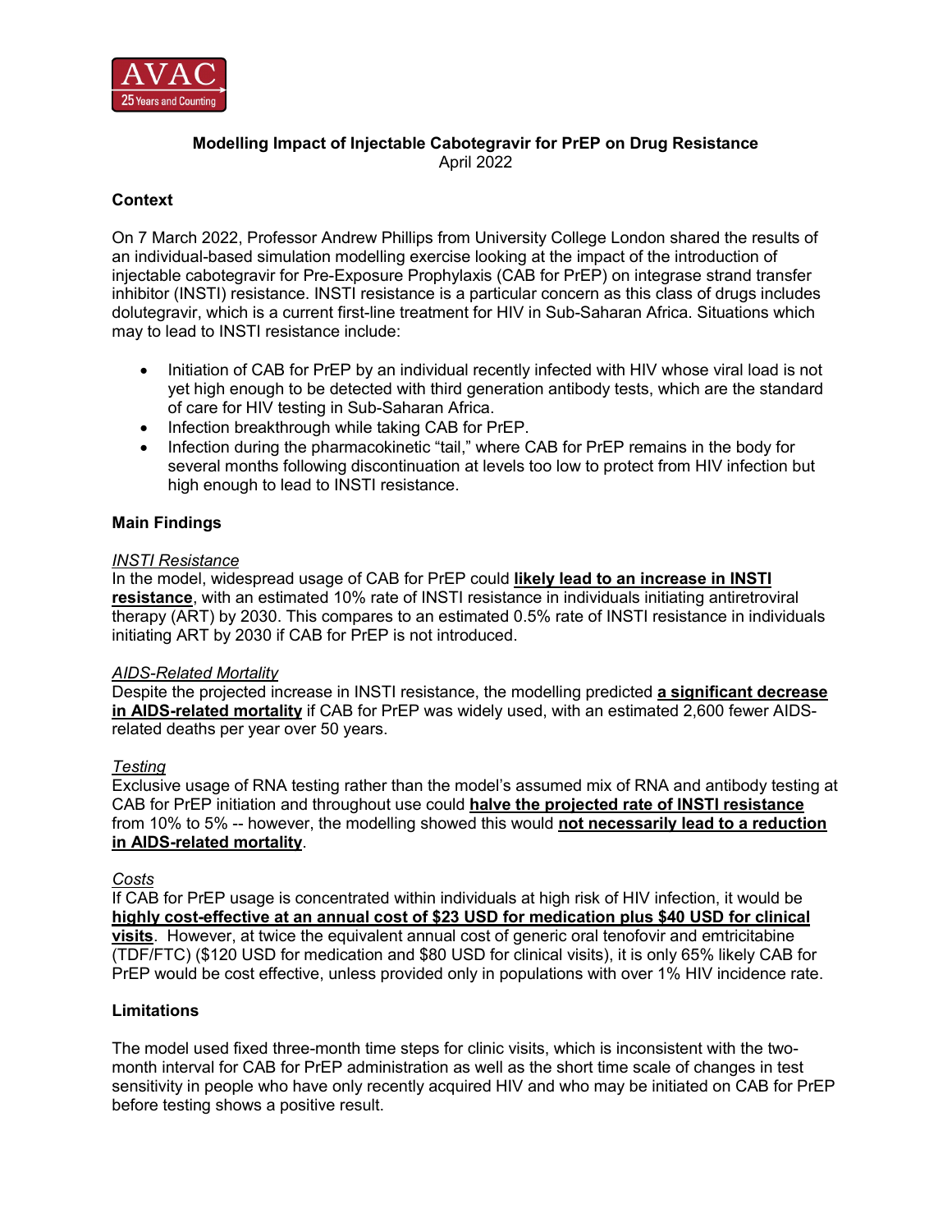**Modelling Impact of Injectable Cabotegravir for PrEP on Drug Resistance**
April 2022

## Context

On 7 March 2022, Professor Andrew Phillips from University College London shared the results of an individual-based simulation modelling exercise looking at the impact of the introduction of injectable cabotegravir for Pre-Exposure Prophylaxis (CAB for PrEP) on integrase strand transfer inhibitor (INSTI) resistance. INSTI resistance is a particular concern as this class of drugs includes dolutegravir, which is a current first-line treatment for HIV in Sub-Saharan Africa. Situations which may to lead to INSTI resistance include:

- Initiation of CAB for PrEP by an individual recently infected with HIV whose viral load is not yet high enough to be detected with third generation antibody tests, which are the standard of care for HIV testing in Sub-Saharan Africa.
- Infection breakthrough while taking CAB for PrEP.
- Infection during the pharmacokinetic "tail," where CAB for PrEP remains in the body for several months following discontinuation at levels too low to protect from HIV infection but high enough to lead to INSTI resistance.

## Main Findings

*INSTI Resistance*
In the model, widespread usage of CAB for PrEP could **likely lead to an increase in INSTI resistance**, with an estimated 10% rate of INSTI resistance in individuals initiating antiretroviral therapy (ART) by 2030. This compares to an estimated 0.5% rate of INSTI resistance in individuals initiating ART by 2030 if CAB for PrEP is not introduced.

*AIDS-Related Mortality*
Despite the projected increase in INSTI resistance, the modelling predicted **a significant decrease in AIDS-related mortality** if CAB for PrEP was widely used, with an estimated 2,600 fewer AIDS-related deaths per year over 50 years.

*Testing*
Exclusive usage of RNA testing rather than the model's assumed mix of RNA and antibody testing at CAB for PrEP initiation and throughout use could **halve the projected rate of INSTI resistance** from 10% to 5% -- however, the modelling showed this would **not necessarily lead to a reduction in AIDS-related mortality**.

*Costs*
If CAB for PrEP usage is concentrated within individuals at high risk of HIV infection, it would be **highly cost-effective at an annual cost of $23 USD for medication plus $40 USD for clinical visits**. However, at twice the equivalent annual cost of generic oral tenofovir and emtricitabine (TDF/FTC) ($120 USD for medication and $80 USD for clinical visits), it is only 65% likely CAB for PrEP would be cost effective, unless provided only in populations with over 1% HIV incidence rate.

## Limitations

The model used fixed three-month time steps for clinic visits, which is inconsistent with the two-month interval for CAB for PrEP administration as well as the short time scale of changes in test sensitivity in people who have only recently acquired HIV and who may be initiated on CAB for PrEP before testing shows a positive result.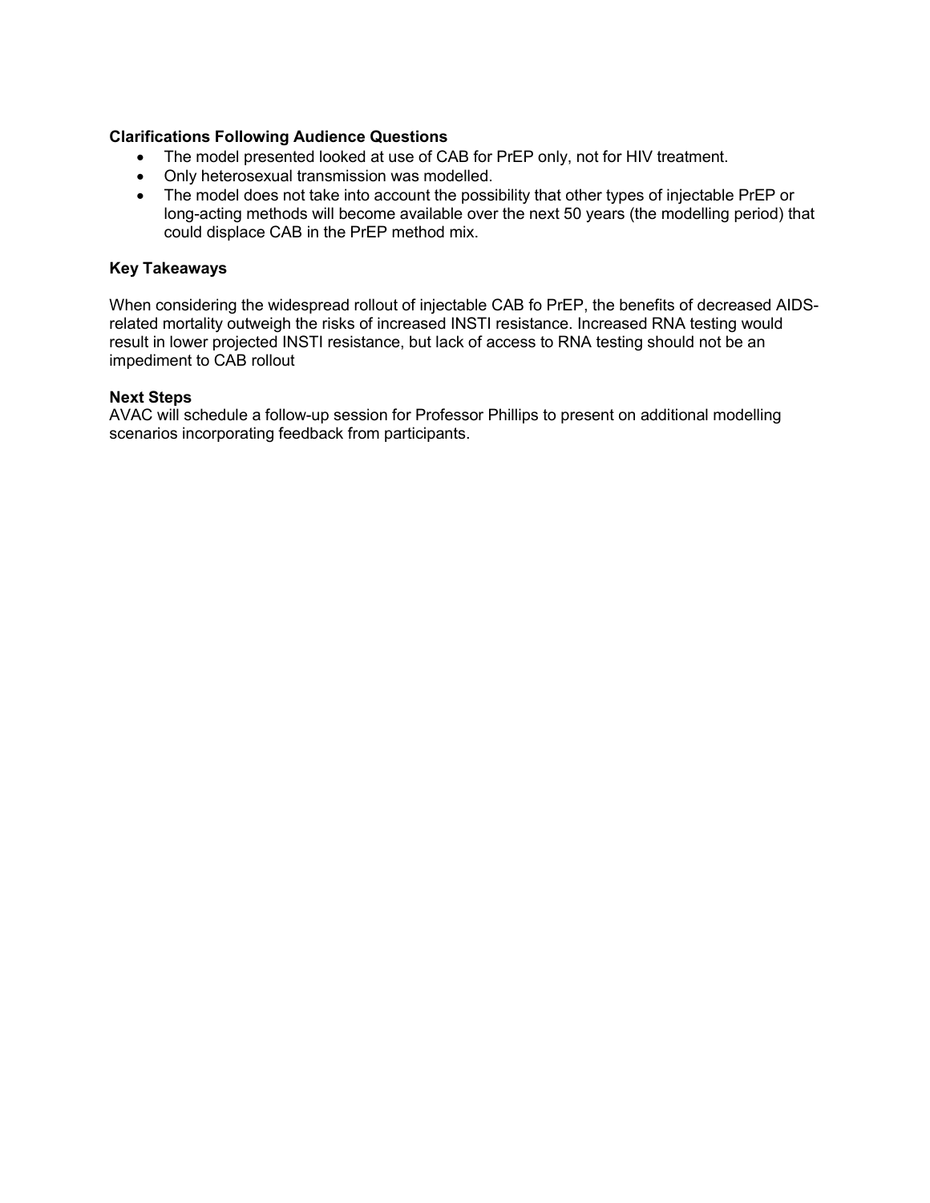**Clarifications Following Audience Questions**

- The model presented looked at use of CAB for PrEP only, not for HIV treatment.
- Only heterosexual transmission was modelled.
- The model does not take into account the possibility that other types of injectable PrEP or long-acting methods will become available over the next 50 years (the modelling period) that could displace CAB in the PrEP method mix.

**Key Takeaways**

When considering the widespread rollout of injectable CAB fo PrEP, the benefits of decreased AIDS-related mortality outweigh the risks of increased INSTI resistance. Increased RNA testing would result in lower projected INSTI resistance, but lack of access to RNA testing should not be an impediment to CAB rollout

**Next Steps**

AVAC will schedule a follow-up session for Professor Phillips to present on additional modelling scenarios incorporating feedback from participants.